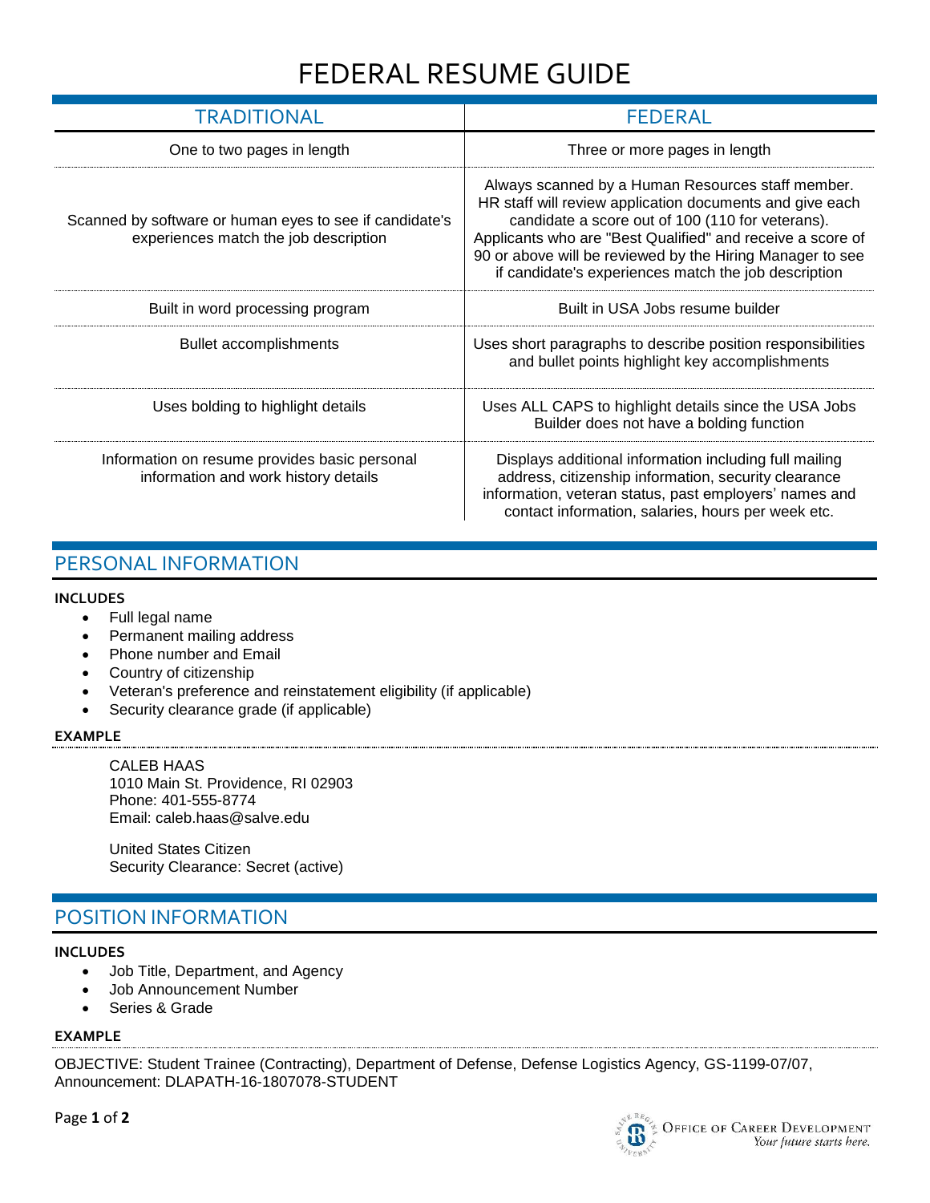# FEDERAL RESUME GUIDE

| TRADITIONAL | FEDERAL |
|---|---|
| One to two pages in length | Three or more pages in length |
| Scanned by software or human eyes to see if candidate's experiences match the job description | Always scanned by a Human Resources staff member. HR staff will review application documents and give each candidate a score out of 100 (110 for veterans). Applicants who are "Best Qualified" and receive a score of 90 or above will be reviewed by the Hiring Manager to see if candidate's experiences match the job description |
| Built in word processing program | Built in USA Jobs resume builder |
| Bullet accomplishments | Uses short paragraphs to describe position responsibilities and bullet points highlight key accomplishments |
| Uses bolding to highlight details | Uses ALL CAPS to highlight details since the USA Jobs Builder does not have a bolding function |
| Information on resume provides basic personal information and work history details | Displays additional information including full mailing address, citizenship information, security clearance information, veteran status, past employers' names and contact information, salaries, hours per week etc. |

## PERSONAL INFORMATION

**INCLUDES**

- Full legal name
- Permanent mailing address
- Phone number and Email
- Country of citizenship
- Veteran's preference and reinstatement eligibility (if applicable)
- Security clearance grade (if applicable)

**EXAMPLE**

CALEB HAAS
1010 Main St. Providence, RI 02903
Phone: 401-555-8774
Email: caleb.haas@salve.edu

United States Citizen
Security Clearance: Secret (active)

## POSITION INFORMATION

**INCLUDES**

- Job Title, Department, and Agency
- Job Announcement Number
- Series & Grade

**EXAMPLE**

OBJECTIVE: Student Trainee (Contracting), Department of Defense, Defense Logistics Agency, GS-1199-07/07, Announcement: DLAPATH-16-1807078-STUDENT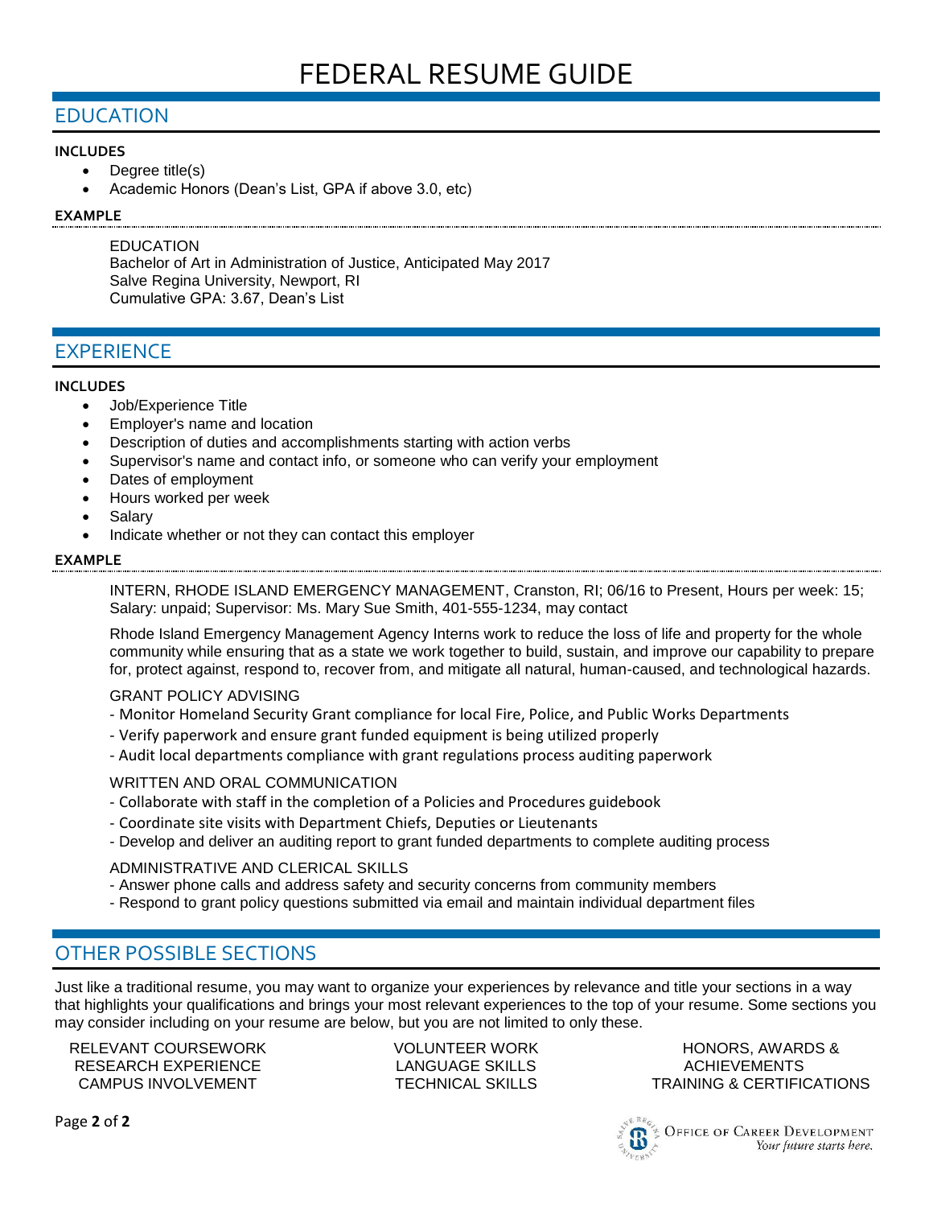# FEDERAL RESUME GUIDE

## EDUCATION

**INCLUDES**

- Degree title(s)
- Academic Honors (Dean's List, GPA if above 3.0, etc)

**EXAMPLE**

EDUCATION
Bachelor of Art in Administration of Justice, Anticipated May 2017
Salve Regina University, Newport, RI
Cumulative GPA: 3.67, Dean's List

## EXPERIENCE

**INCLUDES**

- Job/Experience Title
- Employer's name and location
- Description of duties and accomplishments starting with action verbs
- Supervisor's name and contact info, or someone who can verify your employment
- Dates of employment
- Hours worked per week
- Salary
- Indicate whether or not they can contact this employer

**EXAMPLE**

INTERN, RHODE ISLAND EMERGENCY MANAGEMENT, Cranston, RI; 06/16 to Present, Hours per week: 15; Salary: unpaid; Supervisor: Ms. Mary Sue Smith, 401-555-1234, may contact

Rhode Island Emergency Management Agency Interns work to reduce the loss of life and property for the whole community while ensuring that as a state we work together to build, sustain, and improve our capability to prepare for, protect against, respond to, recover from, and mitigate all natural, human-caused, and technological hazards.

GRANT POLICY ADVISING
- Monitor Homeland Security Grant compliance for local Fire, Police, and Public Works Departments
- Verify paperwork and ensure grant funded equipment is being utilized properly
- Audit local departments compliance with grant regulations process auditing paperwork

WRITTEN AND ORAL COMMUNICATION
- Collaborate with staff in the completion of a Policies and Procedures guidebook
- Coordinate site visits with Department Chiefs, Deputies or Lieutenants
- Develop and deliver an auditing report to grant funded departments to complete auditing process

ADMINISTRATIVE AND CLERICAL SKILLS
- Answer phone calls and address safety and security concerns from community members
- Respond to grant policy questions submitted via email and maintain individual department files

## OTHER POSSIBLE SECTIONS

Just like a traditional resume, you may want to organize your experiences by relevance and title your sections in a way that highlights your qualifications and brings your most relevant experiences to the top of your resume. Some sections you may consider including on your resume are below, but you are not limited to only these.

RELEVANT COURSEWORK
RESEARCH EXPERIENCE
CAMPUS INVOLVEMENT
VOLUNTEER WORK
LANGUAGE SKILLS
TECHNICAL SKILLS
HONORS, AWARDS & ACHIEVEMENTS
TRAINING & CERTIFICATIONS

OFFICE OF CAREER DEVELOPMENT
*Your future starts here.*